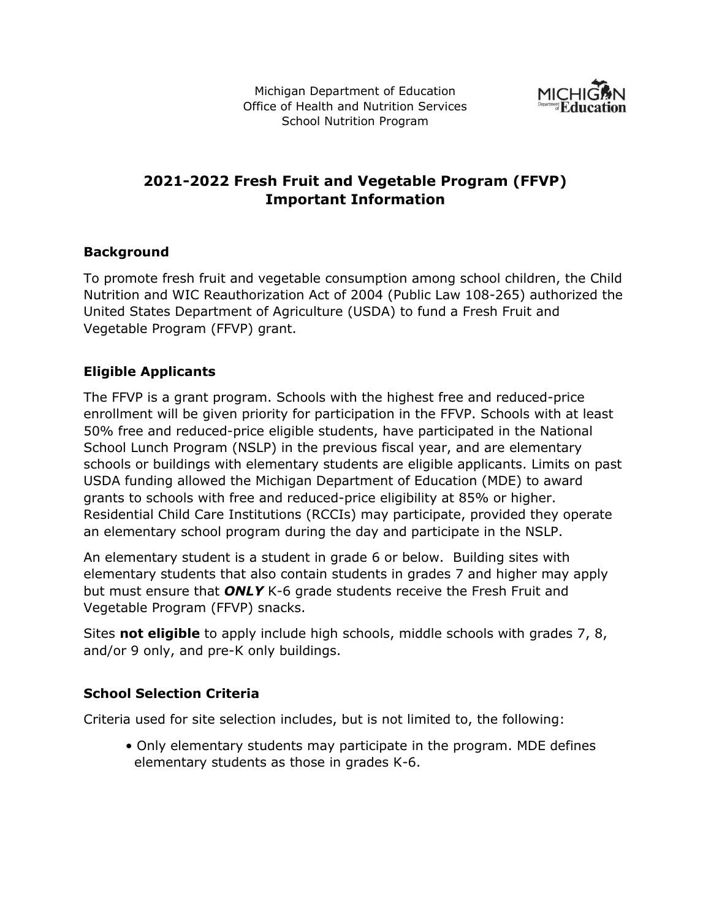Michigan Department of Education
Office of Health and Nutrition Services
School Nutrition Program

# 2021-2022 Fresh Fruit and Vegetable Program (FFVP) Important Information

## Background

To promote fresh fruit and vegetable consumption among school children, the Child Nutrition and WIC Reauthorization Act of 2004 (Public Law 108-265) authorized the United States Department of Agriculture (USDA) to fund a Fresh Fruit and Vegetable Program (FFVP) grant.

## Eligible Applicants

The FFVP is a grant program. Schools with the highest free and reduced-price enrollment will be given priority for participation in the FFVP. Schools with at least 50% free and reduced-price eligible students, have participated in the National School Lunch Program (NSLP) in the previous fiscal year, and are elementary schools or buildings with elementary students are eligible applicants. Limits on past USDA funding allowed the Michigan Department of Education (MDE) to award grants to schools with free and reduced-price eligibility at 85% or higher. Residential Child Care Institutions (RCCIs) may participate, provided they operate an elementary school program during the day and participate in the NSLP.

An elementary student is a student in grade 6 or below. Building sites with elementary students that also contain students in grades 7 and higher may apply but must ensure that ***ONLY*** K-6 grade students receive the Fresh Fruit and Vegetable Program (FFVP) snacks.

Sites **not eligible** to apply include high schools, middle schools with grades 7, 8, and/or 9 only, and pre-K only buildings.

## School Selection Criteria

Criteria used for site selection includes, but is not limited to, the following:

- Only elementary students may participate in the program. MDE defines elementary students as those in grades K-6.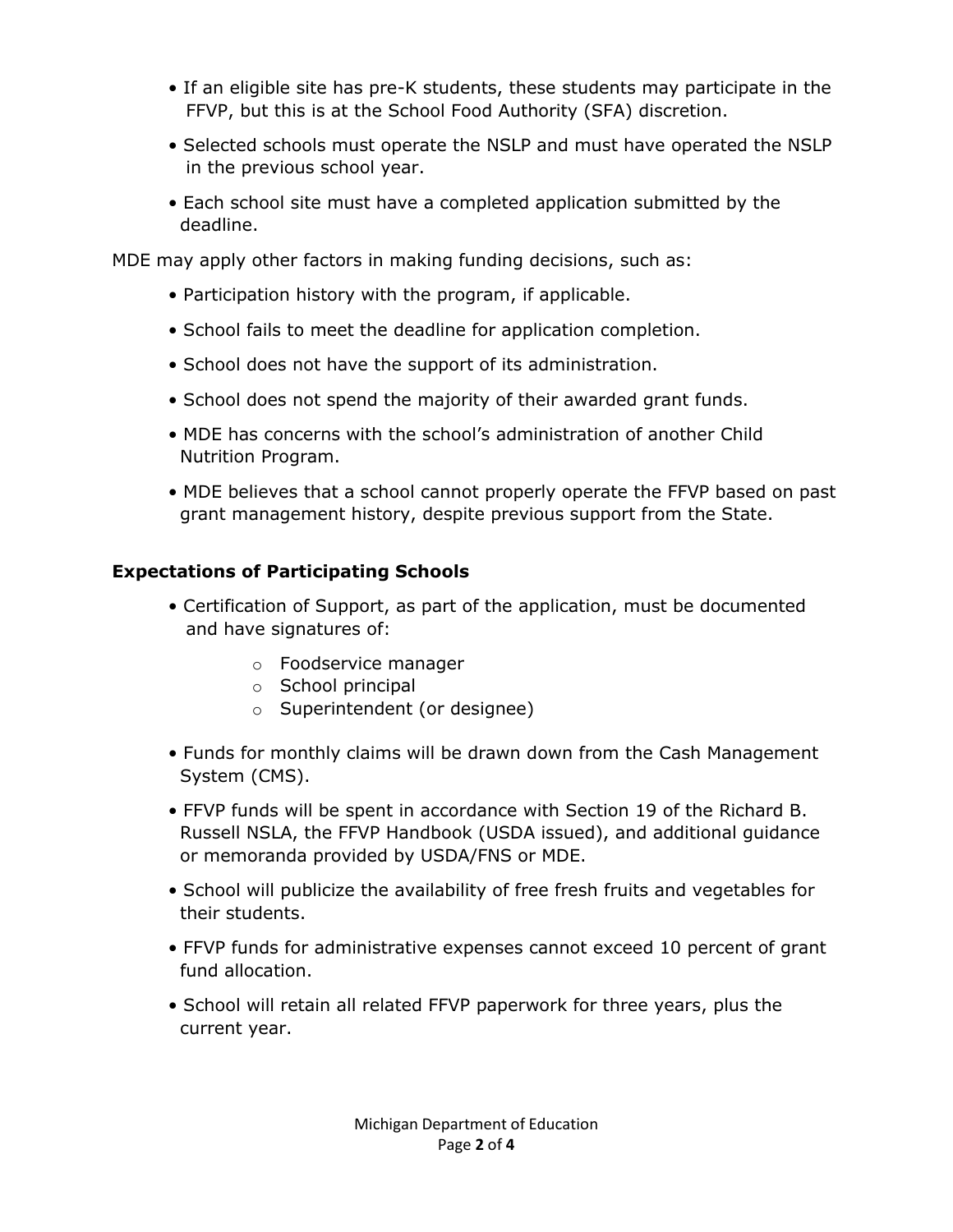- If an eligible site has pre-K students, these students may participate in the FFVP, but this is at the School Food Authority (SFA) discretion.
- Selected schools must operate the NSLP and must have operated the NSLP in the previous school year.
- Each school site must have a completed application submitted by the deadline.

MDE may apply other factors in making funding decisions, such as:

- Participation history with the program, if applicable.
- School fails to meet the deadline for application completion.
- School does not have the support of its administration.
- School does not spend the majority of their awarded grant funds.
- MDE has concerns with the school's administration of another Child Nutrition Program.
- MDE believes that a school cannot properly operate the FFVP based on past grant management history, despite previous support from the State.

### Expectations of Participating Schools

- Certification of Support, as part of the application, must be documented and have signatures of:
    - Foodservice manager
    - School principal
    - Superintendent (or designee)
- Funds for monthly claims will be drawn down from the Cash Management System (CMS).
- FFVP funds will be spent in accordance with Section 19 of the Richard B. Russell NSLA, the FFVP Handbook (USDA issued), and additional guidance or memoranda provided by USDA/FNS or MDE.
- School will publicize the availability of free fresh fruits and vegetables for their students.
- FFVP funds for administrative expenses cannot exceed 10 percent of grant fund allocation.
- School will retain all related FFVP paperwork for three years, plus the current year.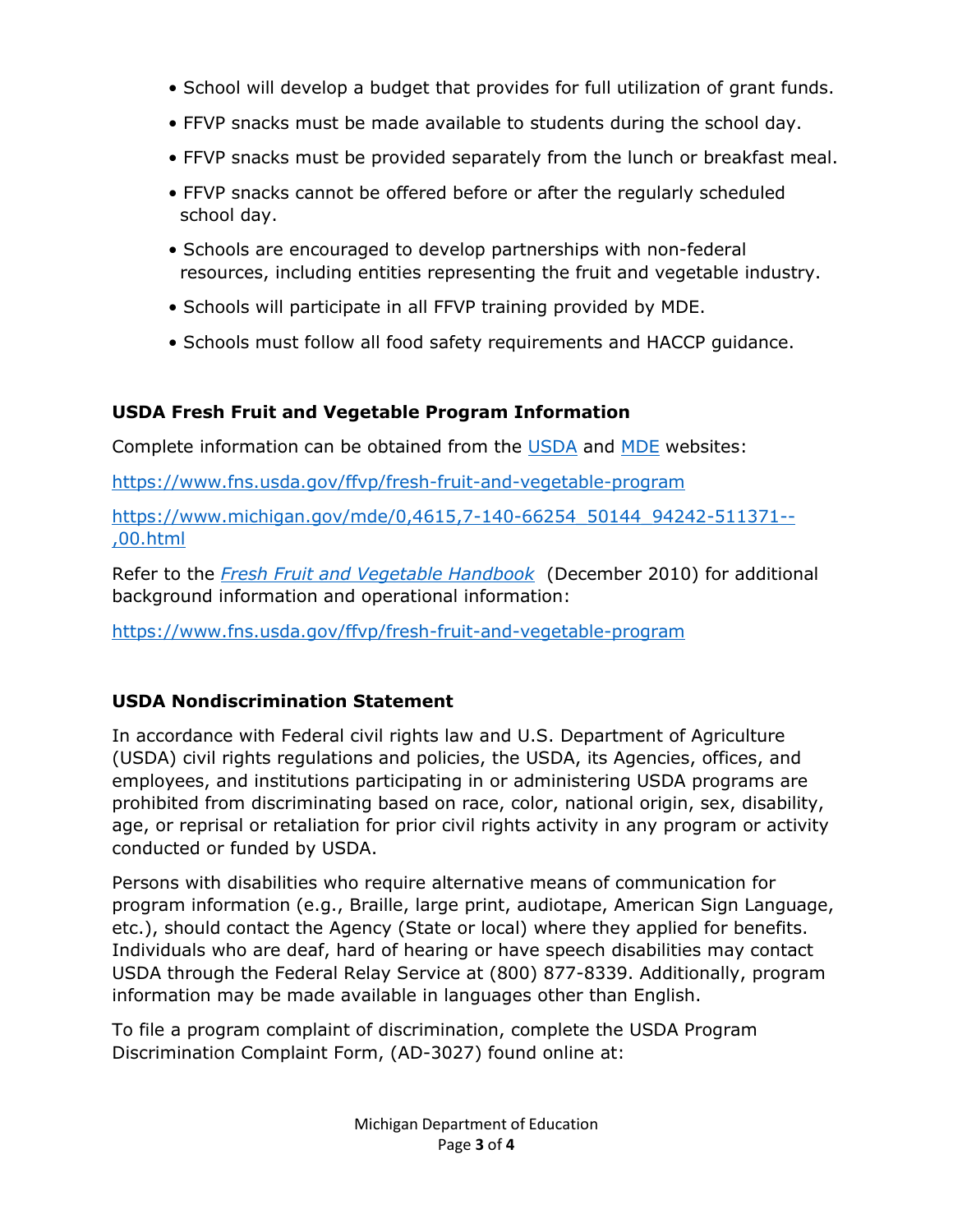- School will develop a budget that provides for full utilization of grant funds.
- FFVP snacks must be made available to students during the school day.
- FFVP snacks must be provided separately from the lunch or breakfast meal.
- FFVP snacks cannot be offered before or after the regularly scheduled school day.
- Schools are encouraged to develop partnerships with non-federal resources, including entities representing the fruit and vegetable industry.
- Schools will participate in all FFVP training provided by MDE.
- Schools must follow all food safety requirements and HACCP guidance.

### USDA Fresh Fruit and Vegetable Program Information

Complete information can be obtained from the USDA and MDE websites:

https://www.fns.usda.gov/ffvp/fresh-fruit-and-vegetable-program

https://www.michigan.gov/mde/0,4615,7-140-66254_50144_94242-511371--,00.html

Refer to the *Fresh Fruit and Vegetable Handbook* (December 2010) for additional background information and operational information:

https://www.fns.usda.gov/ffvp/fresh-fruit-and-vegetable-program

### USDA Nondiscrimination Statement

In accordance with Federal civil rights law and U.S. Department of Agriculture (USDA) civil rights regulations and policies, the USDA, its Agencies, offices, and employees, and institutions participating in or administering USDA programs are prohibited from discriminating based on race, color, national origin, sex, disability, age, or reprisal or retaliation for prior civil rights activity in any program or activity conducted or funded by USDA.

Persons with disabilities who require alternative means of communication for program information (e.g., Braille, large print, audiotape, American Sign Language, etc.), should contact the Agency (State or local) where they applied for benefits. Individuals who are deaf, hard of hearing or have speech disabilities may contact USDA through the Federal Relay Service at (800) 877-8339. Additionally, program information may be made available in languages other than English.

To file a program complaint of discrimination, complete the USDA Program Discrimination Complaint Form, (AD-3027) found online at: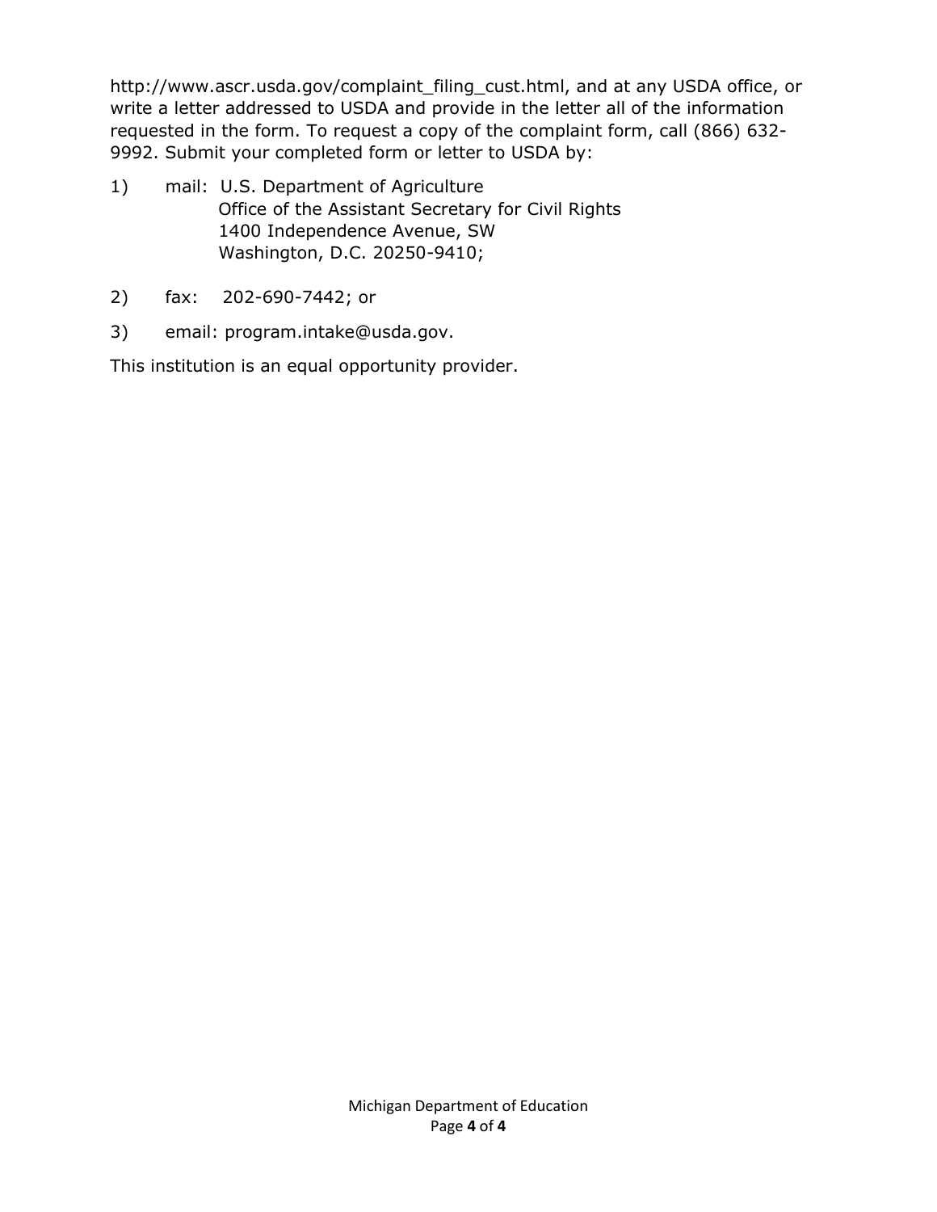http://www.ascr.usda.gov/complaint_filing_cust.html, and at any USDA office, or write a letter addressed to USDA and provide in the letter all of the information requested in the form. To request a copy of the complaint form, call (866) 632-9992. Submit your completed form or letter to USDA by:

1) mail: U.S. Department of Agriculture
   Office of the Assistant Secretary for Civil Rights
   1400 Independence Avenue, SW
   Washington, D.C. 20250-9410;

2) fax: 202-690-7442; or

3) email: program.intake@usda.gov.

This institution is an equal opportunity provider.